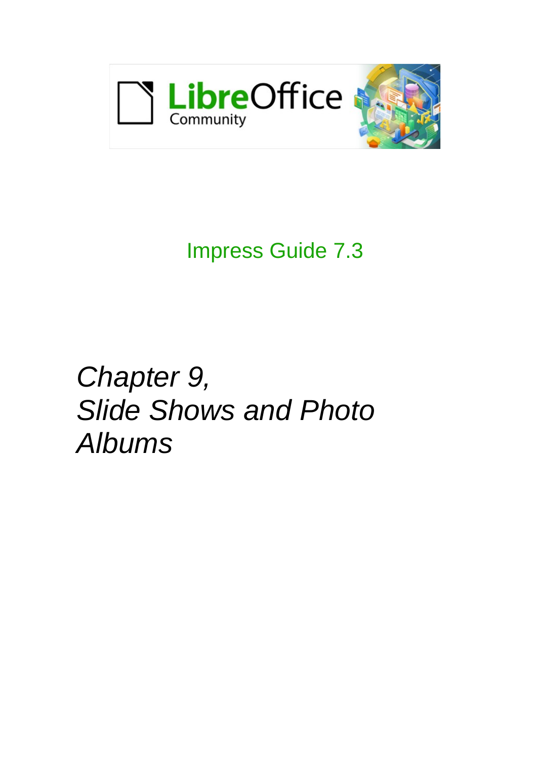LibreOffice Community

Impress Guide 7.3

# *Chapter 9, Slide Shows and Photo Albums*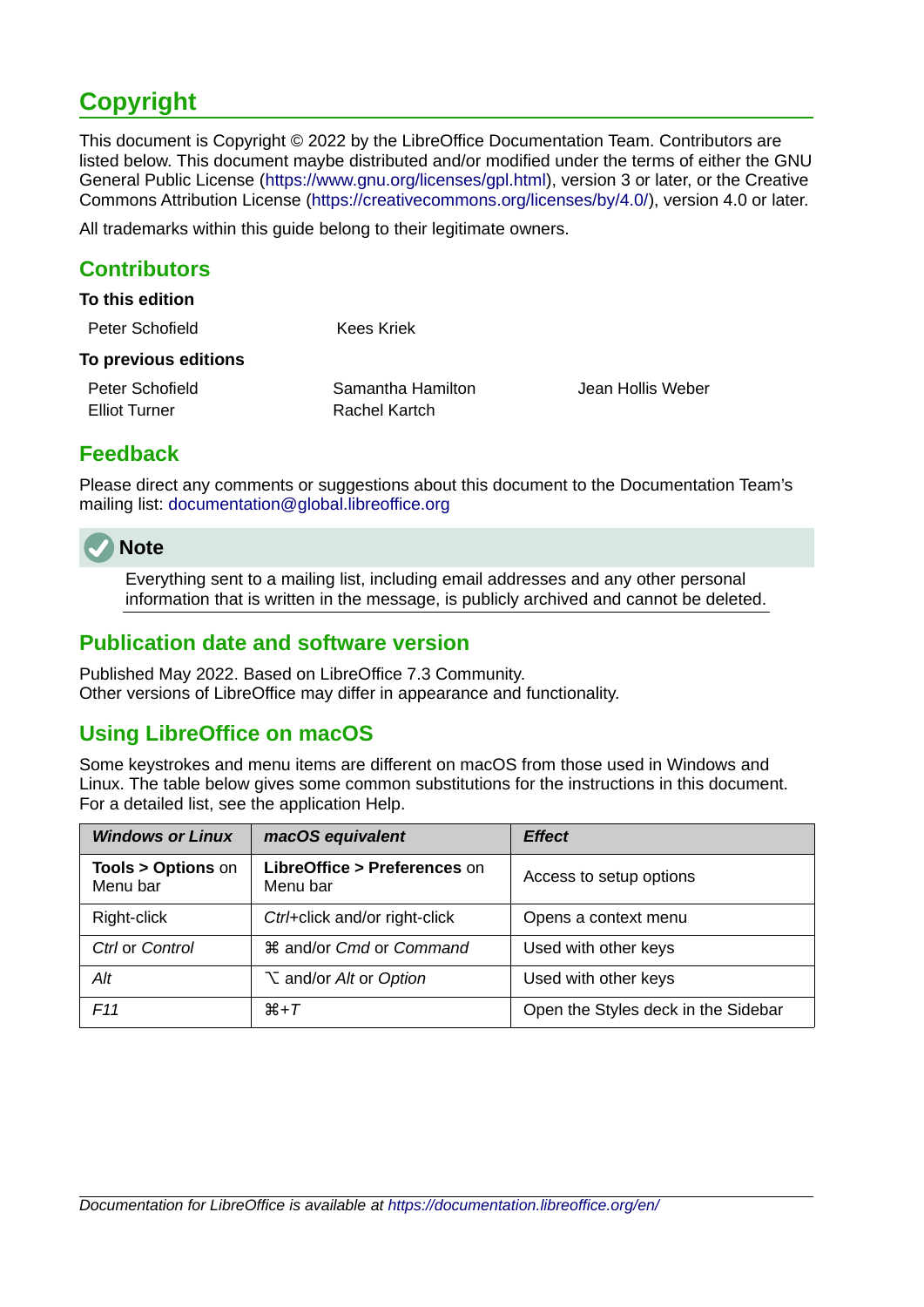# Copyright

This document is Copyright © 2022 by the LibreOffice Documentation Team. Contributors are listed below. This document maybe distributed and/or modified under the terms of either the GNU General Public License (https://www.gnu.org/licenses/gpl.html), version 3 or later, or the Creative Commons Attribution License (https://creativecommons.org/licenses/by/4.0/), version 4.0 or later.

All trademarks within this guide belong to their legitimate owners.

## Contributors

**To this edition**

Peter Schofield
Kees Kriek

**To previous editions**

Peter Schofield
Samantha Hamilton
Jean Hollis Weber
Elliot Turner
Rachel Kartch

## Feedback

Please direct any comments or suggestions about this document to the Documentation Team's mailing list: documentation@global.libreoffice.org

> **Note**
>
> Everything sent to a mailing list, including email addresses and any other personal information that is written in the message, is publicly archived and cannot be deleted.

## Publication date and software version

Published May 2022. Based on LibreOffice 7.3 Community.
Other versions of LibreOffice may differ in appearance and functionality.

## Using LibreOffice on macOS

Some keystrokes and menu items are different on macOS from those used in Windows and Linux. The table below gives some common substitutions for the instructions in this document. For a detailed list, see the application Help.

| *Windows or Linux* | *macOS equivalent* | *Effect* |
|---|---|---|
| **Tools > Options** on Menu bar | **LibreOffice > Preferences** on Menu bar | Access to setup options |
| Right-click | *Ctrl*+click and/or right-click | Opens a context menu |
| *Ctrl* or *Control* | ⌘ and/or *Cmd* or *Command* | Used with other keys |
| *Alt* | ⌥ and/or *Alt* or *Option* | Used with other keys |
| *F11* | ⌘+*T* | Open the Styles deck in the Sidebar |

*Documentation for LibreOffice is available at https://documentation.libreoffice.org/en/*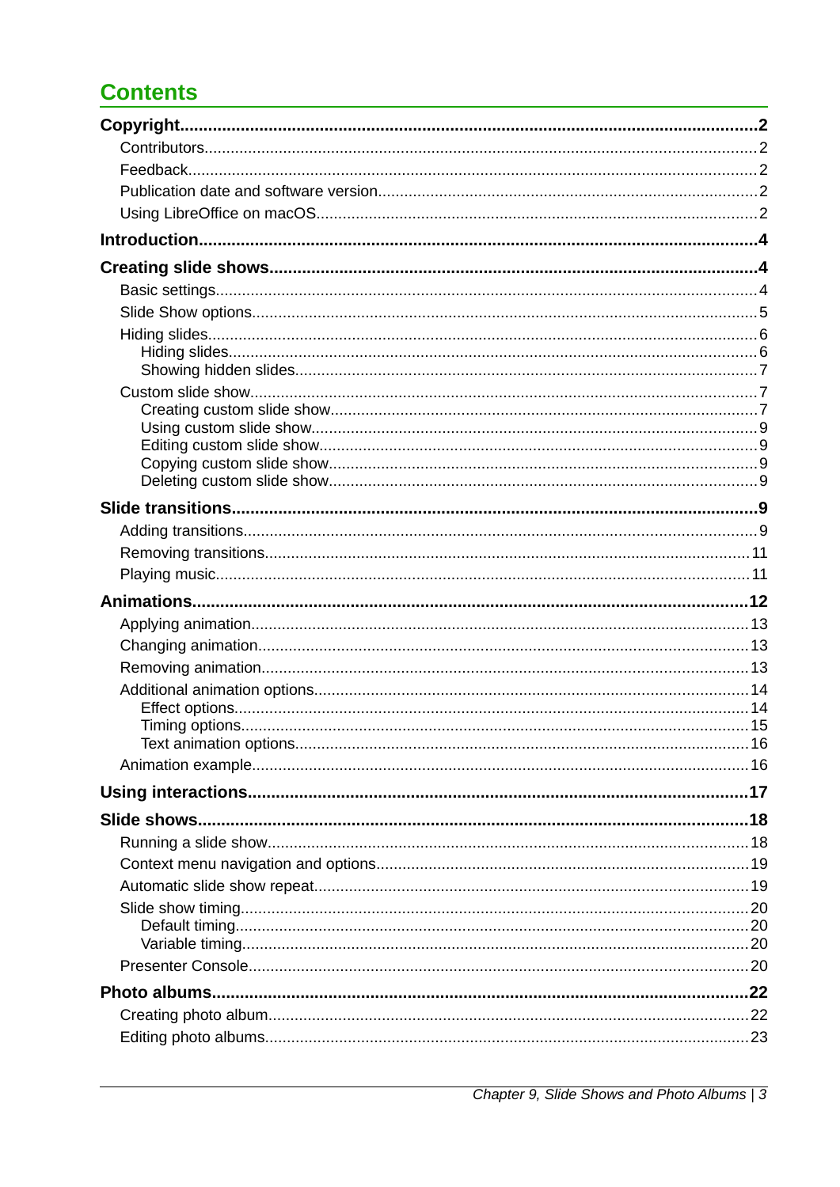# Contents

**Copyright....................2**

- Contributors....................2
- Feedback....................2
- Publication date and software version....................2
- Using LibreOffice on macOS....................2

**Introduction....................4**

**Creating slide shows....................4**

- Basic settings....................4
- Slide Show options....................5
- Hiding slides....................6
  - Hiding slides....................6
  - Showing hidden slides....................7
- Custom slide show....................7
  - Creating custom slide show....................7
  - Using custom slide show....................9
  - Editing custom slide show....................9
  - Copying custom slide show....................9
  - Deleting custom slide show....................9

**Slide transitions....................9**

- Adding transitions....................9
- Removing transitions....................11
- Playing music....................11

**Animations....................12**

- Applying animation....................13
- Changing animation....................13
- Removing animation....................13
- Additional animation options....................14
  - Effect options....................14
  - Timing options....................15
  - Text animation options....................16
- Animation example....................16

**Using interactions....................17**

**Slide shows....................18**

- Running a slide show....................18
- Context menu navigation and options....................19
- Automatic slide show repeat....................19
- Slide show timing....................20
  - Default timing....................20
  - Variable timing....................20
- Presenter Console....................20

**Photo albums....................22**

- Creating photo album....................22
- Editing photo albums....................23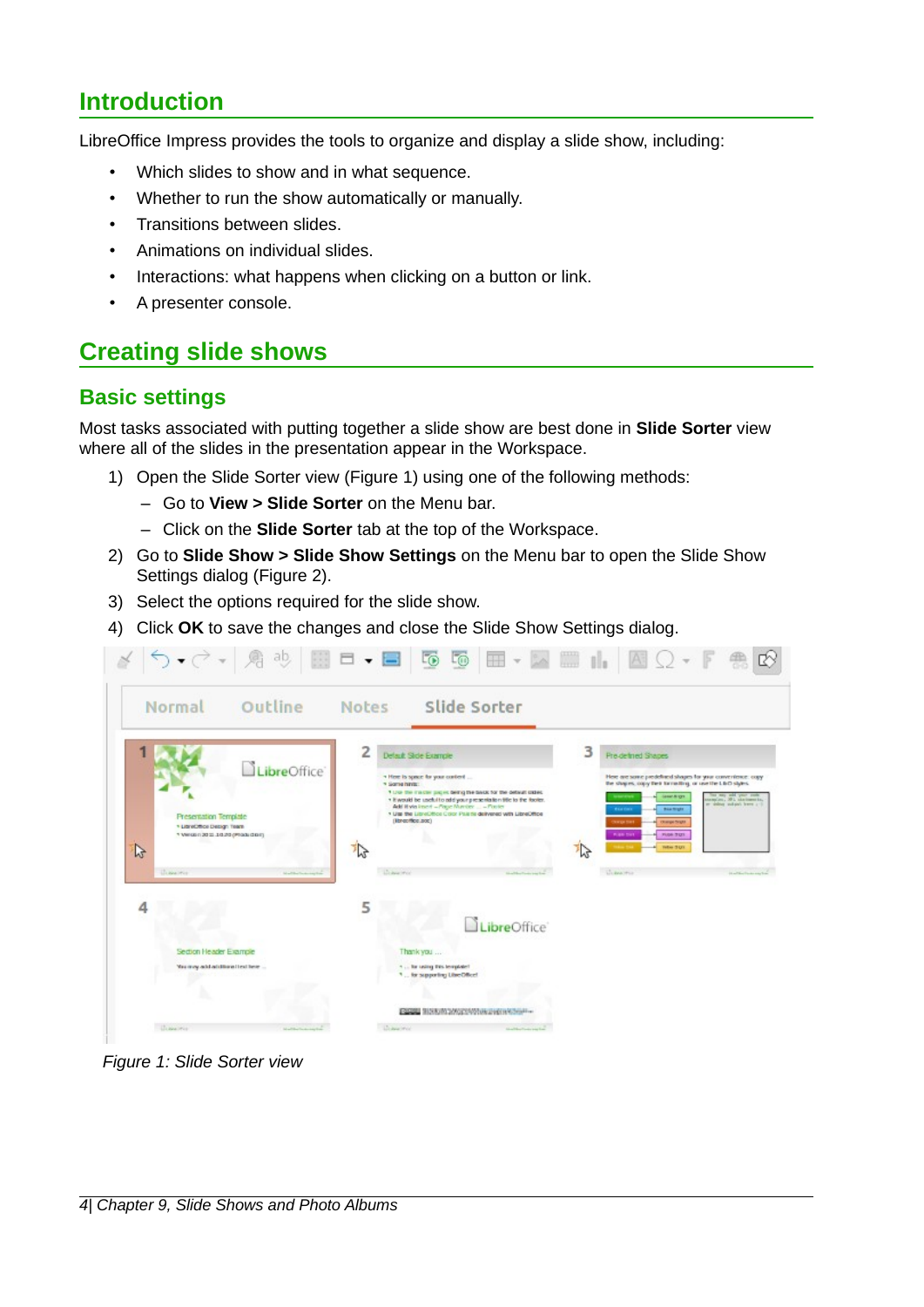# Introduction

LibreOffice Impress provides the tools to organize and display a slide show, including:

- Which slides to show and in what sequence.
- Whether to run the show automatically or manually.
- Transitions between slides.
- Animations on individual slides.
- Interactions: what happens when clicking on a button or link.
- A presenter console.

# Creating slide shows

## Basic settings

Most tasks associated with putting together a slide show are best done in **Slide Sorter** view where all of the slides in the presentation appear in the Workspace.

1) Open the Slide Sorter view (Figure 1) using one of the following methods:
   - Go to **View > Slide Sorter** on the Menu bar.
   - Click on the **Slide Sorter** tab at the top of the Workspace.
2) Go to **Slide Show > Slide Show Settings** on the Menu bar to open the Slide Show Settings dialog (Figure 2).
3) Select the options required for the slide show.
4) Click **OK** to save the changes and close the Slide Show Settings dialog.

*Figure 1: Slide Sorter view*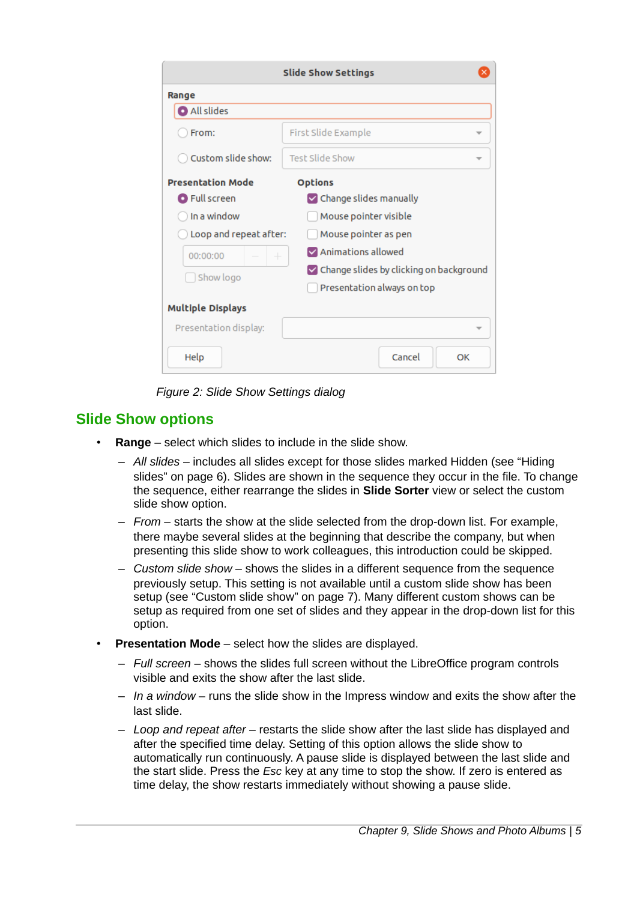*Figure 2: Slide Show Settings dialog*

## Slide Show options

- **Range** – select which slides to include in the slide show.
  - *All slides* – includes all slides except for those slides marked Hidden (see “Hiding slides” on page 6). Slides are shown in the sequence they occur in the file. To change the sequence, either rearrange the slides in **Slide Sorter** view or select the custom slide show option.
  - *From* – starts the show at the slide selected from the drop-down list. For example, there maybe several slides at the beginning that describe the company, but when presenting this slide show to work colleagues, this introduction could be skipped.
  - *Custom slide show* – shows the slides in a different sequence from the sequence previously setup. This setting is not available until a custom slide show has been setup (see “Custom slide show” on page 7). Many different custom shows can be setup as required from one set of slides and they appear in the drop-down list for this option.
- **Presentation Mode** – select how the slides are displayed.
  - *Full screen* – shows the slides full screen without the LibreOffice program controls visible and exits the show after the last slide.
  - *In a window* – runs the slide show in the Impress window and exits the show after the last slide.
  - *Loop and repeat after* – restarts the slide show after the last slide has displayed and after the specified time delay. Setting of this option allows the slide show to automatically run continuously. A pause slide is displayed between the last slide and the start slide. Press the *Esc* key at any time to stop the show. If zero is entered as time delay, the show restarts immediately without showing a pause slide.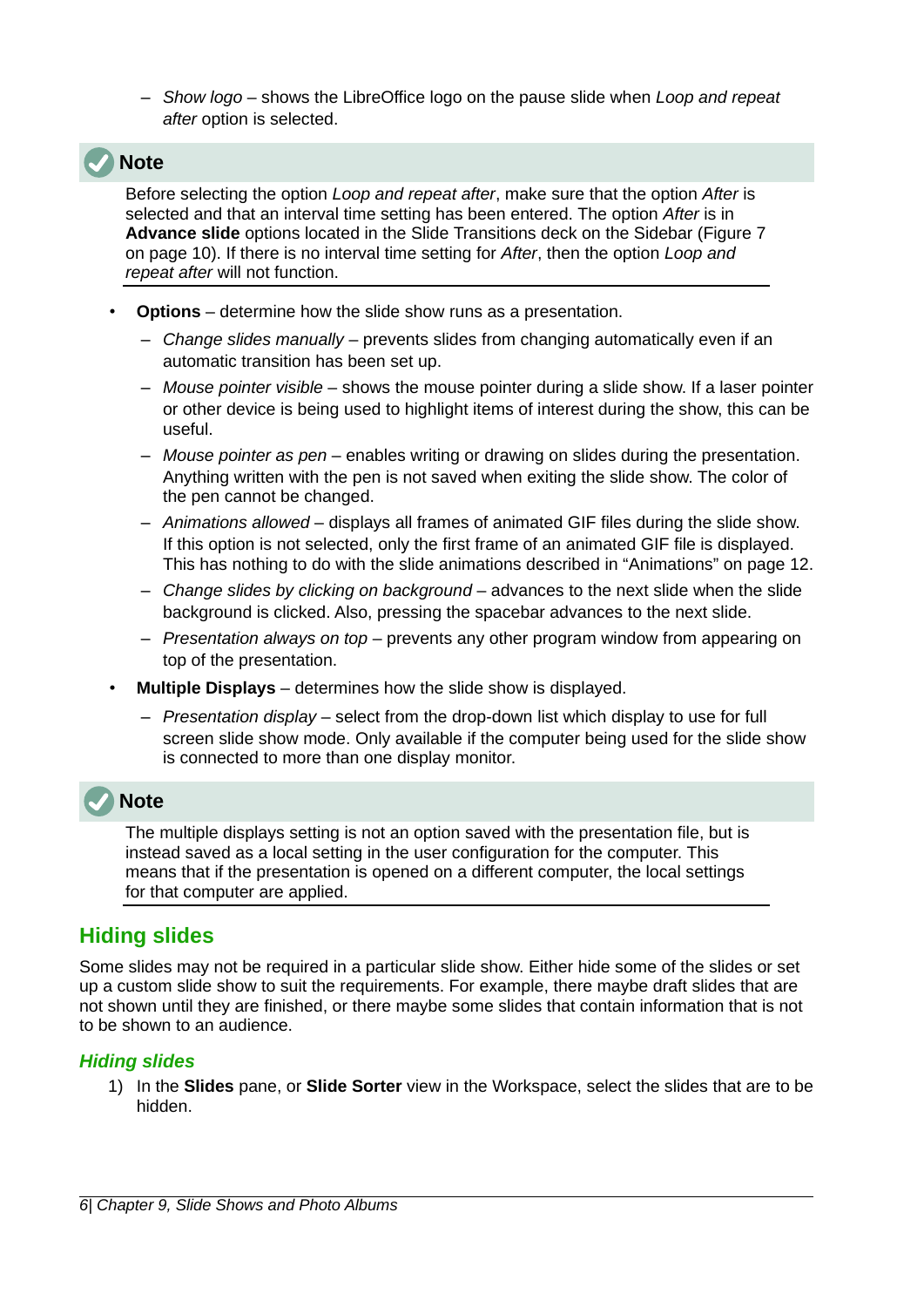- *Show logo* – shows the LibreOffice logo on the pause slide when *Loop and repeat after* option is selected.

> **Note**
>
> Before selecting the option *Loop and repeat after*, make sure that the option *After* is selected and that an interval time setting has been entered. The option *After* is in **Advance slide** options located in the Slide Transitions deck on the Sidebar (Figure 7 on page 10). If there is no interval time setting for *After*, then the option *Loop and repeat after* will not function.

- **Options** – determine how the slide show runs as a presentation.
   - *Change slides manually* – prevents slides from changing automatically even if an automatic transition has been set up.
   - *Mouse pointer visible* – shows the mouse pointer during a slide show. If a laser pointer or other device is being used to highlight items of interest during the show, this can be useful.
   - *Mouse pointer as pen* – enables writing or drawing on slides during the presentation. Anything written with the pen is not saved when exiting the slide show. The color of the pen cannot be changed.
   - *Animations allowed* – displays all frames of animated GIF files during the slide show. If this option is not selected, only the first frame of an animated GIF file is displayed. This has nothing to do with the slide animations described in “Animations” on page 12.
   - *Change slides by clicking on background* – advances to the next slide when the slide background is clicked. Also, pressing the spacebar advances to the next slide.
   - *Presentation always on top* – prevents any other program window from appearing on top of the presentation.
- **Multiple Displays** – determines how the slide show is displayed.
   - *Presentation display* – select from the drop-down list which display to use for full screen slide show mode. Only available if the computer being used for the slide show is connected to more than one display monitor.

> **Note**
>
> The multiple displays setting is not an option saved with the presentation file, but is instead saved as a local setting in the user configuration for the computer. This means that if the presentation is opened on a different computer, the local settings for that computer are applied.

## Hiding slides

Some slides may not be required in a particular slide show. Either hide some of the slides or set up a custom slide show to suit the requirements. For example, there maybe draft slides that are not shown until they are finished, or there maybe some slides that contain information that is not to be shown to an audience.

### *Hiding slides*

1) In the **Slides** pane, or **Slide Sorter** view in the Workspace, select the slides that are to be hidden.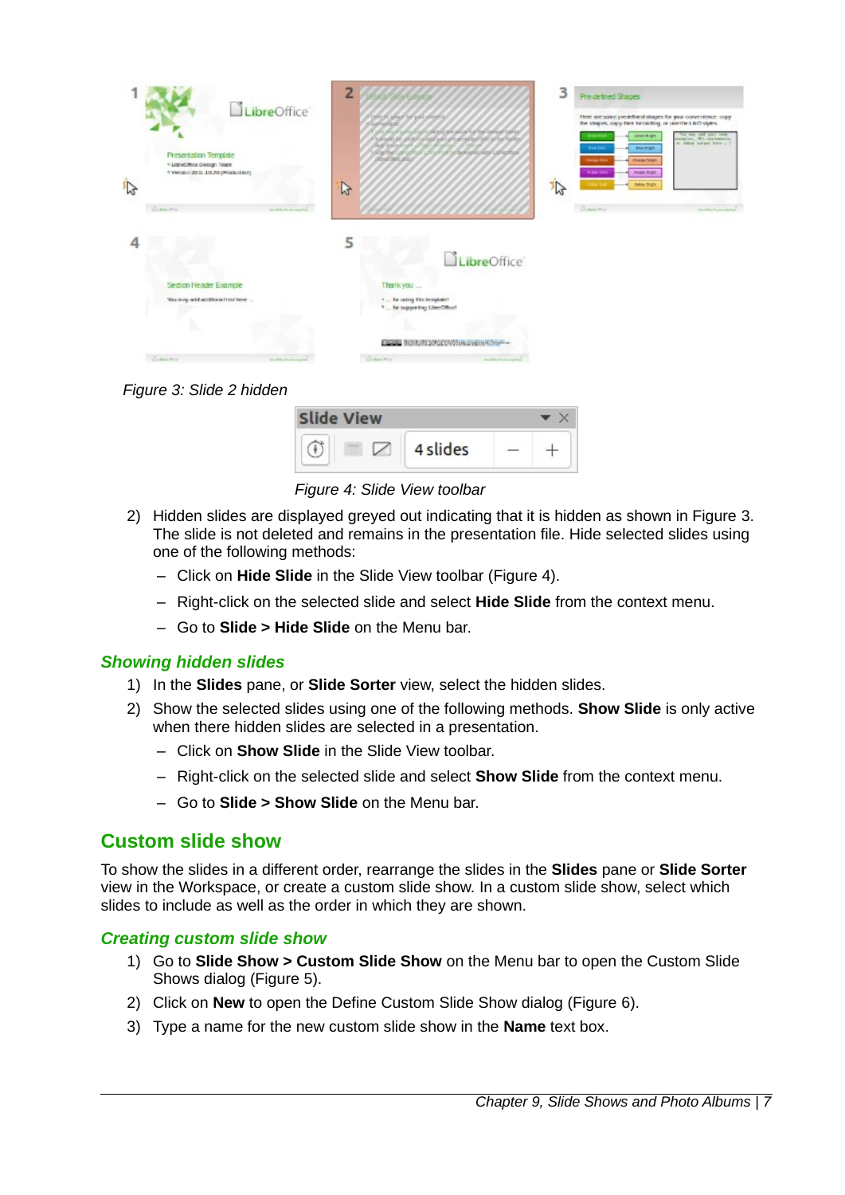*Figure 3: Slide 2 hidden*

*Figure 4: Slide View toolbar*

2) Hidden slides are displayed greyed out indicating that it is hidden as shown in Figure 3. The slide is not deleted and remains in the presentation file. Hide selected slides using one of the following methods:
   – Click on **Hide Slide** in the Slide View toolbar (Figure 4).
   – Right-click on the selected slide and select **Hide Slide** from the context menu.
   – Go to **Slide > Hide Slide** on the Menu bar.

### Showing hidden slides

1) In the **Slides** pane, or **Slide Sorter** view, select the hidden slides.
2) Show the selected slides using one of the following methods. **Show Slide** is only active when there hidden slides are selected in a presentation.
   – Click on **Show Slide** in the Slide View toolbar.
   – Right-click on the selected slide and select **Show Slide** from the context menu.
   – Go to **Slide > Show Slide** on the Menu bar.

## Custom slide show

To show the slides in a different order, rearrange the slides in the **Slides** pane or **Slide Sorter** view in the Workspace, or create a custom slide show. In a custom slide show, select which slides to include as well as the order in which they are shown.

### Creating custom slide show

1) Go to **Slide Show > Custom Slide Show** on the Menu bar to open the Custom Slide Shows dialog (Figure 5).
2) Click on **New** to open the Define Custom Slide Show dialog (Figure 6).
3) Type a name for the new custom slide show in the **Name** text box.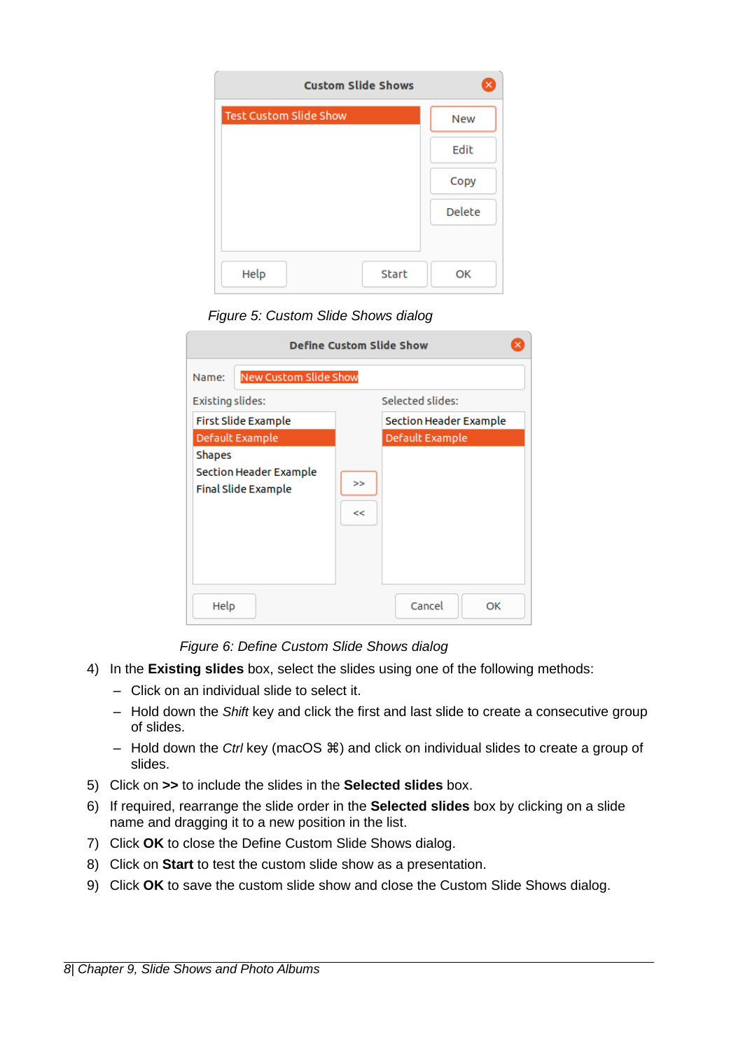*Figure 5: Custom Slide Shows dialog*

*Figure 6: Define Custom Slide Shows dialog*

4) In the **Existing slides** box, select the slides using one of the following methods:
   - Click on an individual slide to select it.
   - Hold down the *Shift* key and click the first and last slide to create a consecutive group of slides.
   - Hold down the *Ctrl* key (macOS ⌘) and click on individual slides to create a group of slides.
5) Click on **>>** to include the slides in the **Selected slides** box.
6) If required, rearrange the slide order in the **Selected slides** box by clicking on a slide name and dragging it to a new position in the list.
7) Click **OK** to close the Define Custom Slide Shows dialog.
8) Click on **Start** to test the custom slide show as a presentation.
9) Click **OK** to save the custom slide show and close the Custom Slide Shows dialog.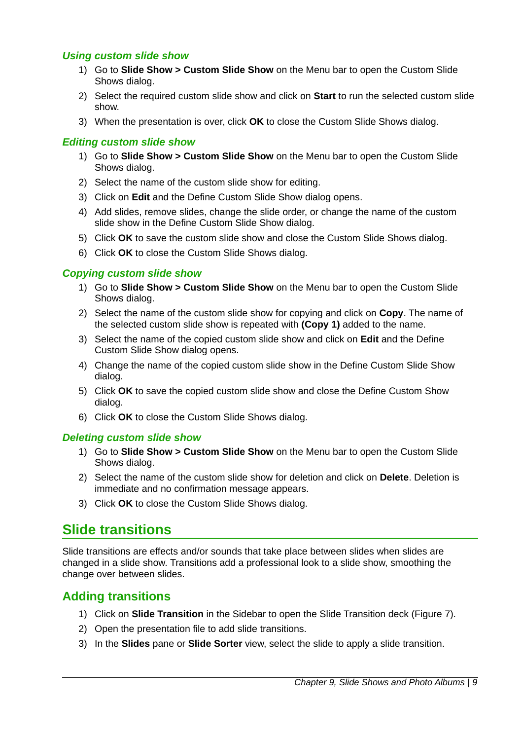#### *Using custom slide show*

1) Go to **Slide Show > Custom Slide Show** on the Menu bar to open the Custom Slide Shows dialog.
2) Select the required custom slide show and click on **Start** to run the selected custom slide show.
3) When the presentation is over, click **OK** to close the Custom Slide Shows dialog.

#### *Editing custom slide show*

1) Go to **Slide Show > Custom Slide Show** on the Menu bar to open the Custom Slide Shows dialog.
2) Select the name of the custom slide show for editing.
3) Click on **Edit** and the Define Custom Slide Show dialog opens.
4) Add slides, remove slides, change the slide order, or change the name of the custom slide show in the Define Custom Slide Show dialog.
5) Click **OK** to save the custom slide show and close the Custom Slide Shows dialog.
6) Click **OK** to close the Custom Slide Shows dialog.

#### *Copying custom slide show*

1) Go to **Slide Show > Custom Slide Show** on the Menu bar to open the Custom Slide Shows dialog.
2) Select the name of the custom slide show for copying and click on **Copy**. The name of the selected custom slide show is repeated with **(Copy 1)** added to the name.
3) Select the name of the copied custom slide show and click on **Edit** and the Define Custom Slide Show dialog opens.
4) Change the name of the copied custom slide show in the Define Custom Slide Show dialog.
5) Click **OK** to save the copied custom slide show and close the Define Custom Show dialog.
6) Click **OK** to close the Custom Slide Shows dialog.

#### *Deleting custom slide show*

1) Go to **Slide Show > Custom Slide Show** on the Menu bar to open the Custom Slide Shows dialog.
2) Select the name of the custom slide show for deletion and click on **Delete**. Deletion is immediate and no confirmation message appears.
3) Click **OK** to close the Custom Slide Shows dialog.

# Slide transitions

Slide transitions are effects and/or sounds that take place between slides when slides are changed in a slide show. Transitions add a professional look to a slide show, smoothing the change over between slides.

## Adding transitions

1) Click on **Slide Transition** in the Sidebar to open the Slide Transition deck (Figure 7).
2) Open the presentation file to add slide transitions.
3) In the **Slides** pane or **Slide Sorter** view, select the slide to apply a slide transition.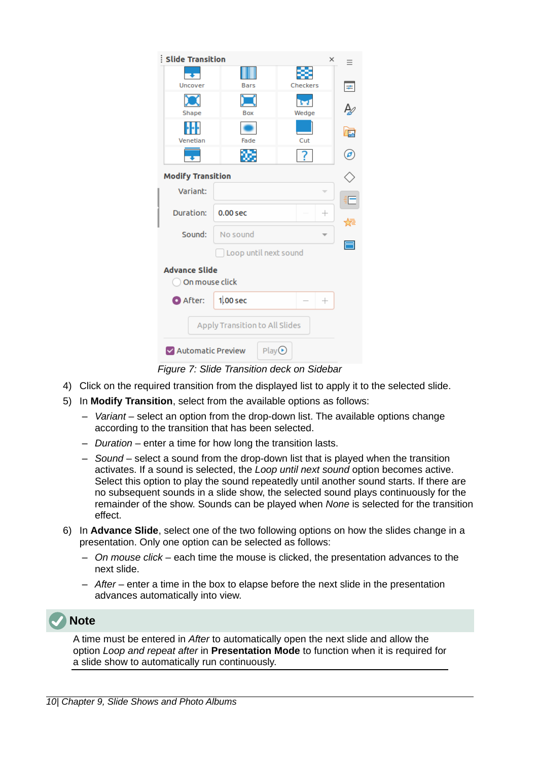Figure 7: Slide Transition deck on Sidebar

4) Click on the required transition from the displayed list to apply it to the selected slide.
5) In **Modify Transition**, select from the available options as follows:
   – *Variant* – select an option from the drop-down list. The available options change according to the transition that has been selected.
   – *Duration* – enter a time for how long the transition lasts.
   – *Sound* – select a sound from the drop-down list that is played when the transition activates. If a sound is selected, the *Loop until next sound* option becomes active. Select this option to play the sound repeatedly until another sound starts. If there are no subsequent sounds in a slide show, the selected sound plays continuously for the remainder of the show. Sounds can be played when *None* is selected for the transition effect.
6) In **Advance Slide**, select one of the two following options on how the slides change in a presentation. Only one option can be selected as follows:
   – *On mouse click* – each time the mouse is clicked, the presentation advances to the next slide.
   – *After* – enter a time in the box to elapse before the next slide in the presentation advances automatically into view.

**Note**

A time must be entered in *After* to automatically open the next slide and allow the option *Loop and repeat after* in **Presentation Mode** to function when it is required for a slide show to automatically run continuously.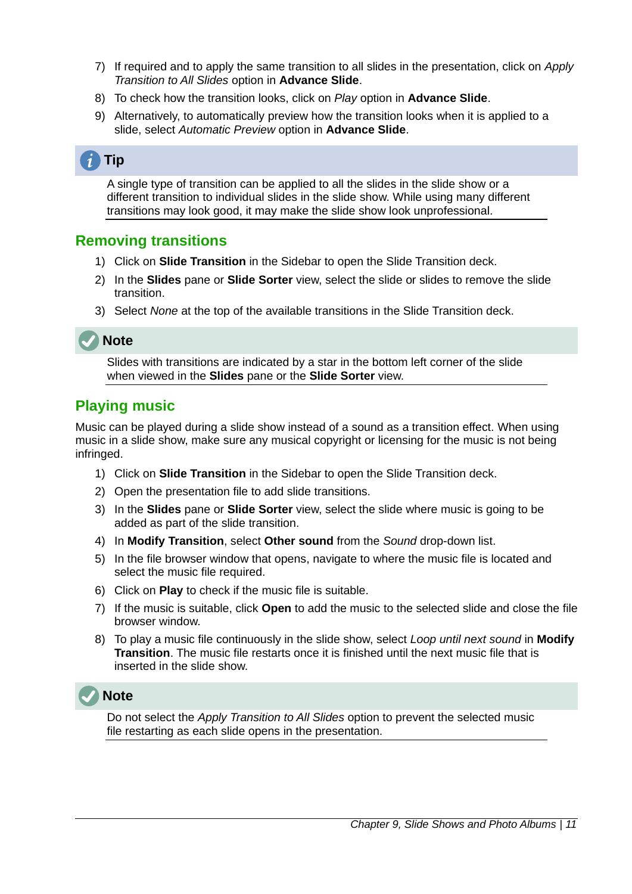7) If required and to apply the same transition to all slides in the presentation, click on *Apply Transition to All Slides* option in **Advance Slide**.
8) To check how the transition looks, click on *Play* option in **Advance Slide**.
9) Alternatively, to automatically preview how the transition looks when it is applied to a slide, select *Automatic Preview* option in **Advance Slide**.

**Tip**

A single type of transition can be applied to all the slides in the slide show or a different transition to individual slides in the slide show. While using many different transitions may look good, it may make the slide show look unprofessional.

## Removing transitions

1) Click on **Slide Transition** in the Sidebar to open the Slide Transition deck.
2) In the **Slides** pane or **Slide Sorter** view, select the slide or slides to remove the slide transition.
3) Select *None* at the top of the available transitions in the Slide Transition deck.

**Note**

Slides with transitions are indicated by a star in the bottom left corner of the slide when viewed in the **Slides** pane or the **Slide Sorter** view.

## Playing music

Music can be played during a slide show instead of a sound as a transition effect. When using music in a slide show, make sure any musical copyright or licensing for the music is not being infringed.

1) Click on **Slide Transition** in the Sidebar to open the Slide Transition deck.
2) Open the presentation file to add slide transitions.
3) In the **Slides** pane or **Slide Sorter** view, select the slide where music is going to be added as part of the slide transition.
4) In **Modify Transition**, select **Other sound** from the *Sound* drop-down list.
5) In the file browser window that opens, navigate to where the music file is located and select the music file required.
6) Click on **Play** to check if the music file is suitable.
7) If the music is suitable, click **Open** to add the music to the selected slide and close the file browser window.
8) To play a music file continuously in the slide show, select *Loop until next sound* in **Modify Transition**. The music file restarts once it is finished until the next music file that is inserted in the slide show.

**Note**

Do not select the *Apply Transition to All Slides* option to prevent the selected music file restarting as each slide opens in the presentation.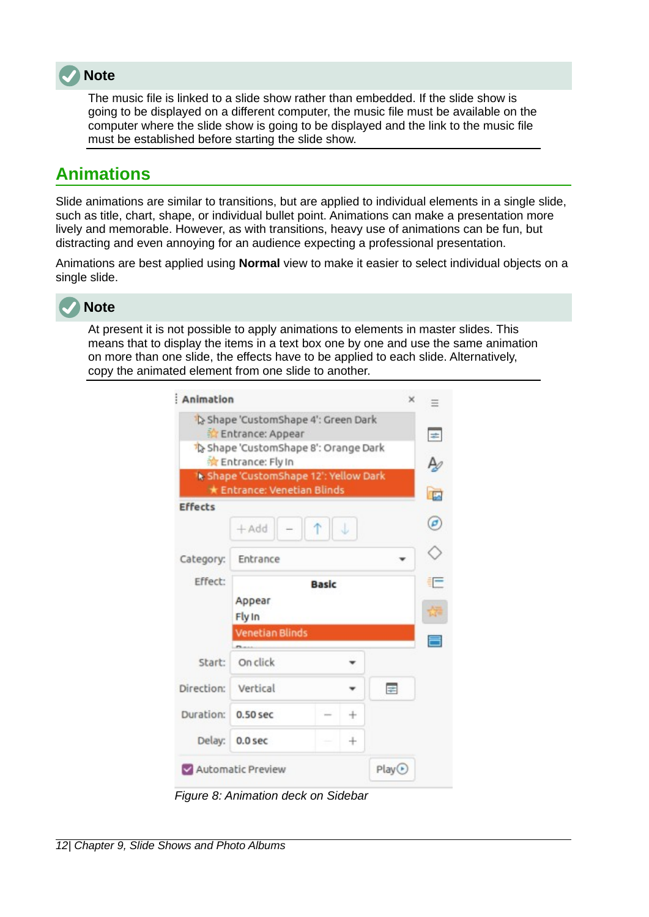> **Note**
>
> The music file is linked to a slide show rather than embedded. If the slide show is going to be displayed on a different computer, the music file must be available on the computer where the slide show is going to be displayed and the link to the music file must be established before starting the slide show.

## Animations

Slide animations are similar to transitions, but are applied to individual elements in a single slide, such as title, chart, shape, or individual bullet point. Animations can make a presentation more lively and memorable. However, as with transitions, heavy use of animations can be fun, but distracting and even annoying for an audience expecting a professional presentation.

Animations are best applied using **Normal** view to make it easier to select individual objects on a single slide.

> **Note**
>
> At present it is not possible to apply animations to elements in master slides. This means that to display the items in a text box one by one and use the same animation on more than one slide, the effects have to be applied to each slide. Alternatively, copy the animated element from one slide to another.

*Figure 8: Animation deck on Sidebar*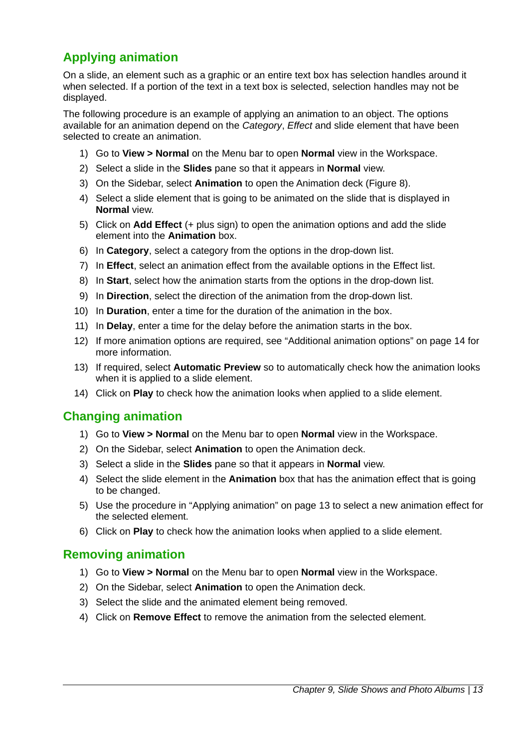## Applying animation

On a slide, an element such as a graphic or an entire text box has selection handles around it when selected. If a portion of the text in a text box is selected, selection handles may not be displayed.

The following procedure is an example of applying an animation to an object. The options available for an animation depend on the *Category*, *Effect* and slide element that have been selected to create an animation.

1) Go to **View > Normal** on the Menu bar to open **Normal** view in the Workspace.
2) Select a slide in the **Slides** pane so that it appears in **Normal** view.
3) On the Sidebar, select **Animation** to open the Animation deck (Figure 8).
4) Select a slide element that is going to be animated on the slide that is displayed in **Normal** view.
5) Click on **Add Effect** (+ plus sign) to open the animation options and add the slide element into the **Animation** box.
6) In **Category**, select a category from the options in the drop-down list.
7) In **Effect**, select an animation effect from the available options in the Effect list.
8) In **Start**, select how the animation starts from the options in the drop-down list.
9) In **Direction**, select the direction of the animation from the drop-down list.
10) In **Duration**, enter a time for the duration of the animation in the box.
11) In **Delay**, enter a time for the delay before the animation starts in the box.
12) If more animation options are required, see “Additional animation options” on page 14 for more information.
13) If required, select **Automatic Preview** so to automatically check how the animation looks when it is applied to a slide element.
14) Click on **Play** to check how the animation looks when applied to a slide element.

## Changing animation

1) Go to **View > Normal** on the Menu bar to open **Normal** view in the Workspace.
2) On the Sidebar, select **Animation** to open the Animation deck.
3) Select a slide in the **Slides** pane so that it appears in **Normal** view.
4) Select the slide element in the **Animation** box that has the animation effect that is going to be changed.
5) Use the procedure in “Applying animation” on page 13 to select a new animation effect for the selected element.
6) Click on **Play** to check how the animation looks when applied to a slide element.

## Removing animation

1) Go to **View > Normal** on the Menu bar to open **Normal** view in the Workspace.
2) On the Sidebar, select **Animation** to open the Animation deck.
3) Select the slide and the animated element being removed.
4) Click on **Remove Effect** to remove the animation from the selected element.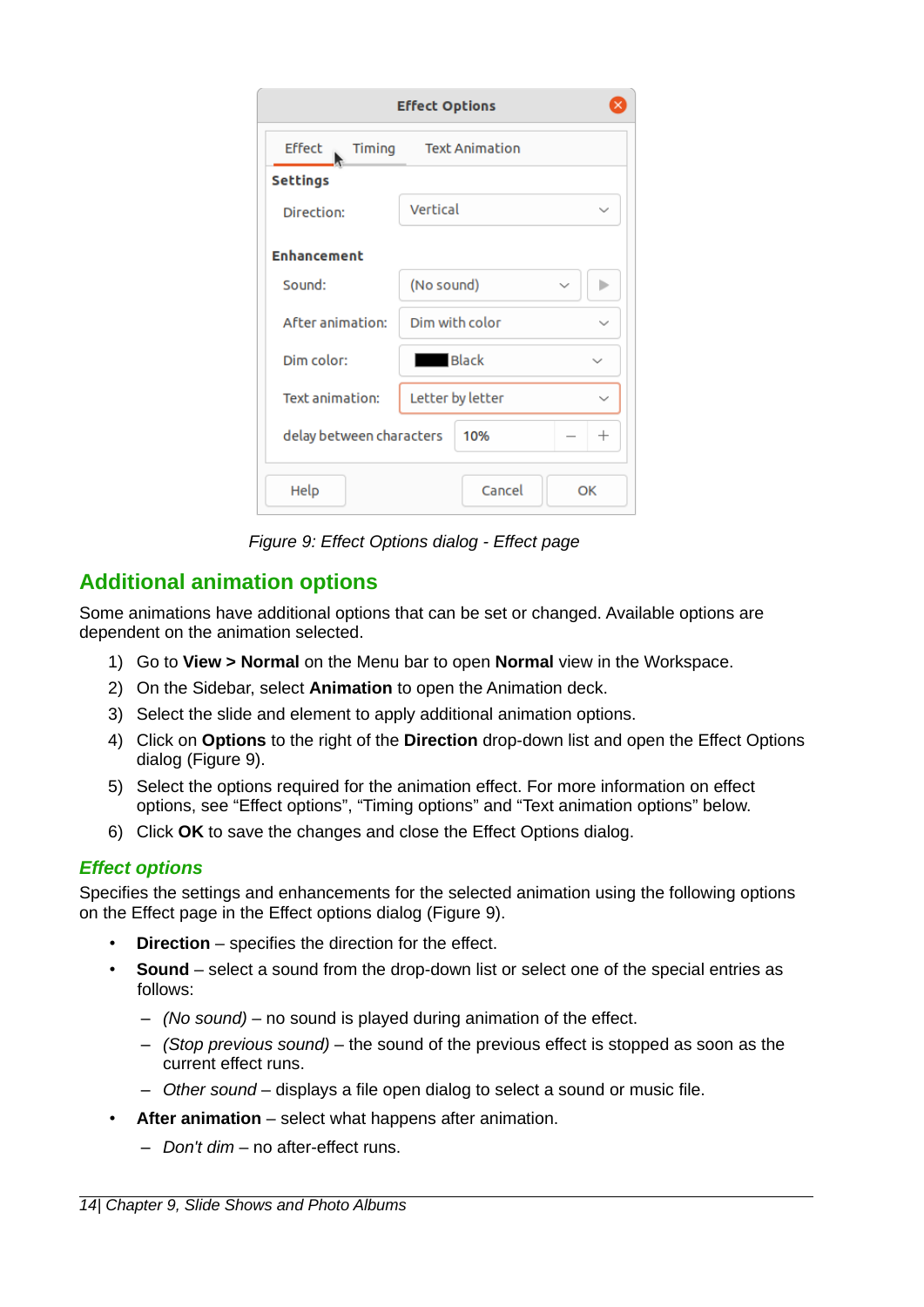Figure 9: Effect Options dialog - Effect page

## Additional animation options

Some animations have additional options that can be set or changed. Available options are dependent on the animation selected.

1) Go to **View > Normal** on the Menu bar to open **Normal** view in the Workspace.
2) On the Sidebar, select **Animation** to open the Animation deck.
3) Select the slide and element to apply additional animation options.
4) Click on **Options** to the right of the **Direction** drop-down list and open the Effect Options dialog (Figure 9).
5) Select the options required for the animation effect. For more information on effect options, see “Effect options”, “Timing options” and “Text animation options” below.
6) Click **OK** to save the changes and close the Effect Options dialog.

### *Effect options*

Specifies the settings and enhancements for the selected animation using the following options on the Effect page in the Effect options dialog (Figure 9).

- **Direction** – specifies the direction for the effect.
- **Sound** – select a sound from the drop-down list or select one of the special entries as follows:
  - *(No sound)* – no sound is played during animation of the effect.
  - *(Stop previous sound)* – the sound of the previous effect is stopped as soon as the current effect runs.
  - *Other sound* – displays a file open dialog to select a sound or music file.
- **After animation** – select what happens after animation.
  - *Don't dim* – no after-effect runs.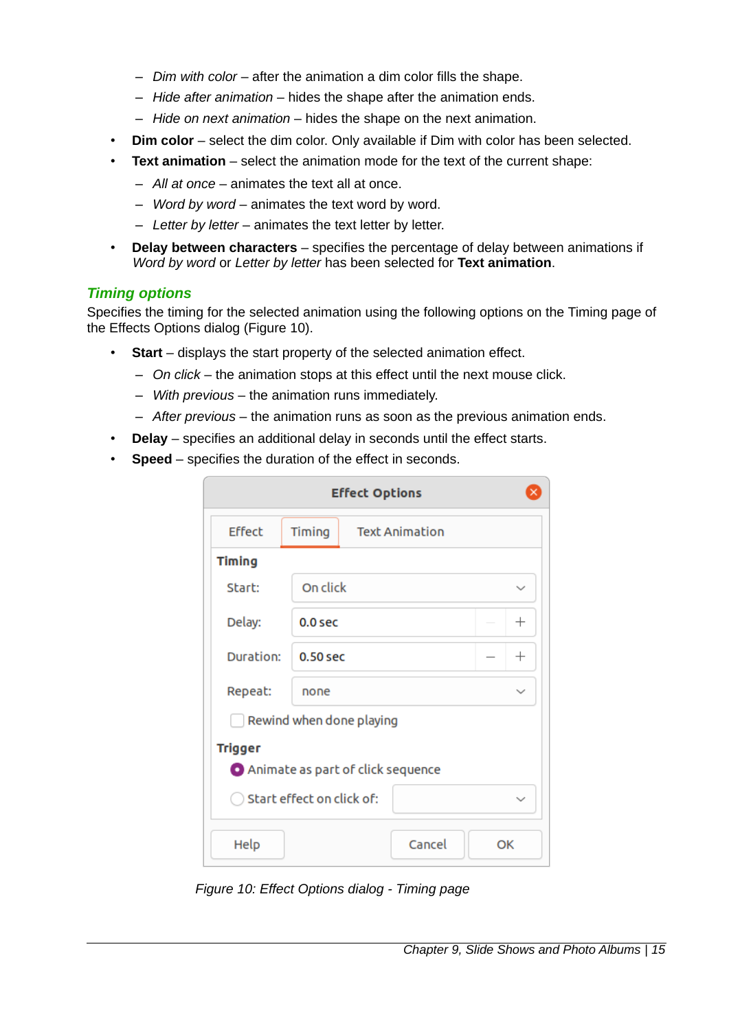- *Dim with color* – after the animation a dim color fills the shape.
   - *Hide after animation* – hides the shape after the animation ends.
   - *Hide on next animation* – hides the shape on the next animation.
- **Dim color** – select the dim color. Only available if Dim with color has been selected.
- **Text animation** – select the animation mode for the text of the current shape:
   - *All at once* – animates the text all at once.
   - *Word by word* – animates the text word by word.
   - *Letter by letter* – animates the text letter by letter.
- **Delay between characters** – specifies the percentage of delay between animations if *Word by word* or *Letter by letter* has been selected for **Text animation**.

### Timing options

Specifies the timing for the selected animation using the following options on the Timing page of the Effects Options dialog (Figure 10).

- **Start** – displays the start property of the selected animation effect.
   - *On click* – the animation stops at this effect until the next mouse click.
   - *With previous* – the animation runs immediately.
   - *After previous* – the animation runs as soon as the previous animation ends.
- **Delay** – specifies an additional delay in seconds until the effect starts.
- **Speed** – specifies the duration of the effect in seconds.

*Figure 10: Effect Options dialog - Timing page*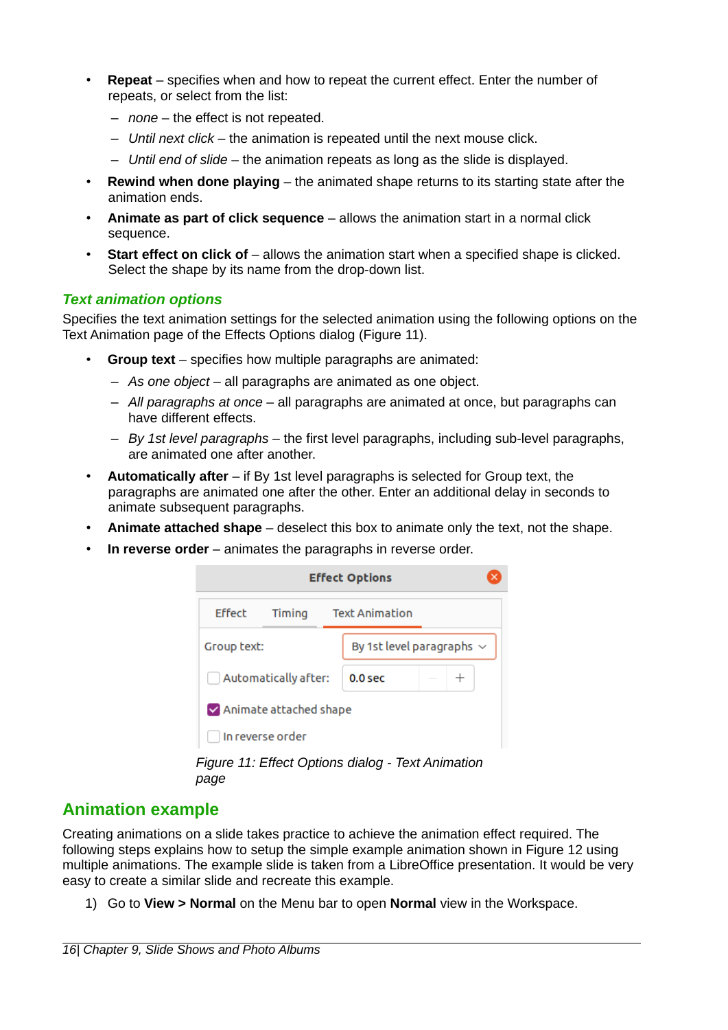- **Repeat** – specifies when and how to repeat the current effect. Enter the number of repeats, or select from the list:
  - *none* – the effect is not repeated.
  - *Until next click* – the animation is repeated until the next mouse click.
  - *Until end of slide* – the animation repeats as long as the slide is displayed.
- **Rewind when done playing** – the animated shape returns to its starting state after the animation ends.
- **Animate as part of click sequence** – allows the animation start in a normal click sequence.
- **Start effect on click of** – allows the animation start when a specified shape is clicked. Select the shape by its name from the drop-down list.

### *Text animation options*

Specifies the text animation settings for the selected animation using the following options on the Text Animation page of the Effects Options dialog (Figure 11).

- **Group text** – specifies how multiple paragraphs are animated:
  - *As one object* – all paragraphs are animated as one object.
  - *All paragraphs at once* – all paragraphs are animated at once, but paragraphs can have different effects.
  - *By 1st level paragraphs* – the first level paragraphs, including sub-level paragraphs, are animated one after another.
- **Automatically after** – if By 1st level paragraphs is selected for Group text, the paragraphs are animated one after the other. Enter an additional delay in seconds to animate subsequent paragraphs.
- **Animate attached shape** – deselect this box to animate only the text, not the shape.
- **In reverse order** – animates the paragraphs in reverse order.

*Figure 11: Effect Options dialog - Text Animation page*

## Animation example

Creating animations on a slide takes practice to achieve the animation effect required. The following steps explains how to setup the simple example animation shown in Figure 12 using multiple animations. The example slide is taken from a LibreOffice presentation. It would be very easy to create a similar slide and recreate this example.

1) Go to **View > Normal** on the Menu bar to open **Normal** view in the Workspace.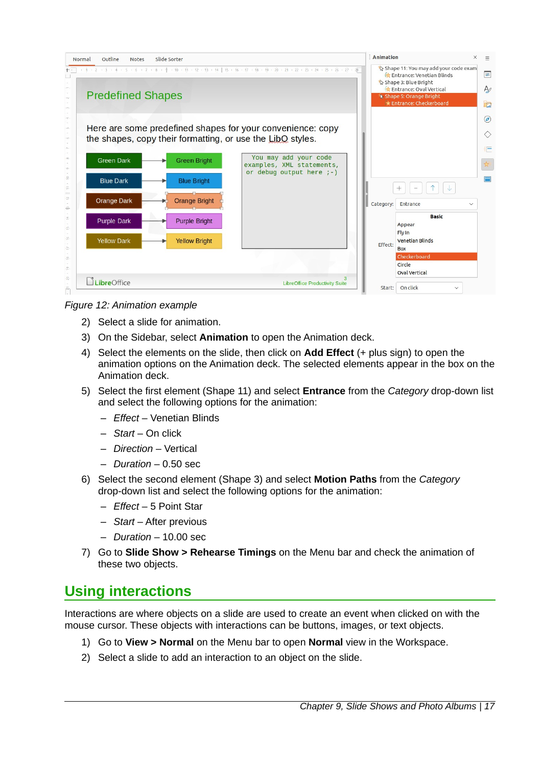*Figure 12: Animation example*

2) Select a slide for animation.
3) On the Sidebar, select **Animation** to open the Animation deck.
4) Select the elements on the slide, then click on **Add Effect** (+ plus sign) to open the animation options on the Animation deck. The selected elements appear in the box on the Animation deck.
5) Select the first element (Shape 11) and select **Entrance** from the *Category* drop-down list and select the following options for the animation:
   – *Effect* – Venetian Blinds
   – *Start* – On click
   – *Direction* – Vertical
   – *Duration* – 0.50 sec
6) Select the second element (Shape 3) and select **Motion Paths** from the *Category* drop-down list and select the following options for the animation:
   – *Effect* – 5 Point Star
   – *Start* – After previous
   – *Duration* – 10.00 sec
7) Go to **Slide Show > Rehearse Timings** on the Menu bar and check the animation of these two objects.

## Using interactions

Interactions are where objects on a slide are used to create an event when clicked on with the mouse cursor. These objects with interactions can be buttons, images, or text objects.

1) Go to **View > Normal** on the Menu bar to open **Normal** view in the Workspace.
2) Select a slide to add an interaction to an object on the slide.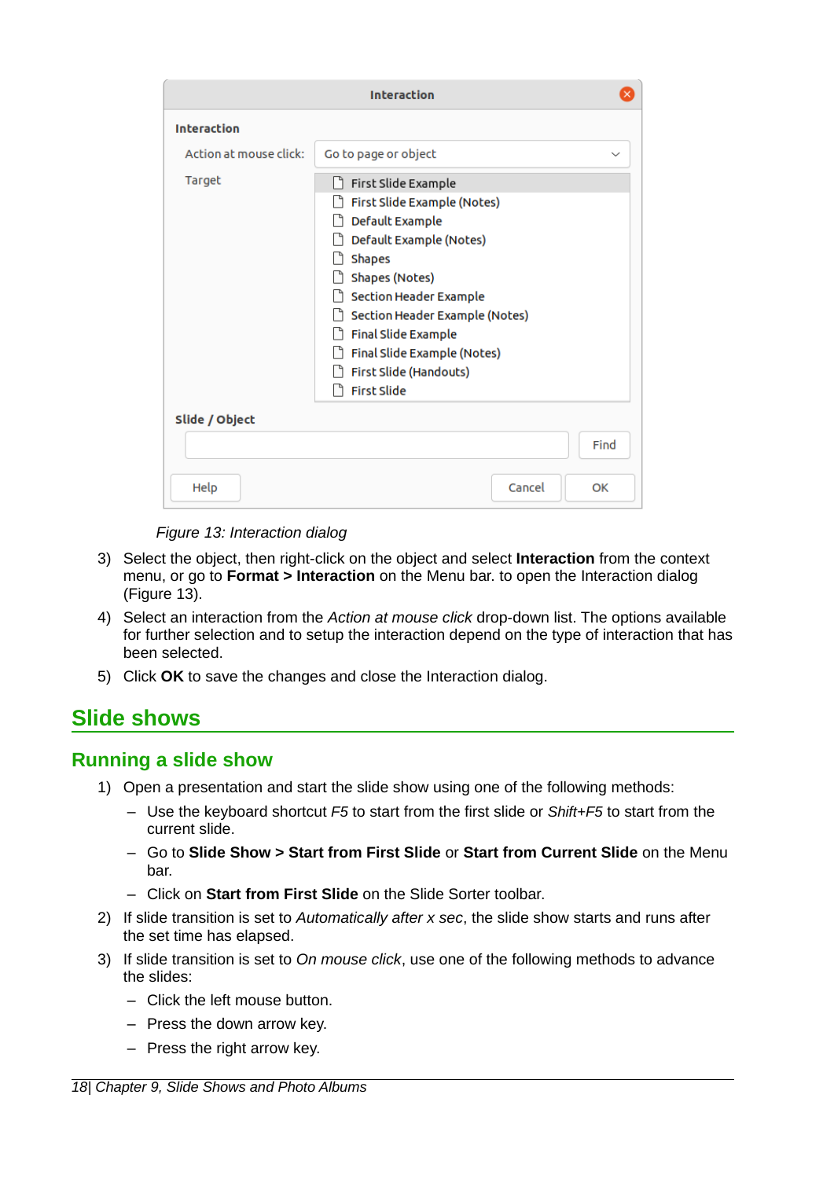*Figure 13: Interaction dialog*

3) Select the object, then right-click on the object and select **Interaction** from the context menu, or go to **Format > Interaction** on the Menu bar. to open the Interaction dialog (Figure 13).
4) Select an interaction from the *Action at mouse click* drop-down list. The options available for further selection and to setup the interaction depend on the type of interaction that has been selected.
5) Click **OK** to save the changes and close the Interaction dialog.

# Slide shows

## Running a slide show

1) Open a presentation and start the slide show using one of the following methods:
   - Use the keyboard shortcut *F5* to start from the first slide or *Shift+F5* to start from the current slide.
   - Go to **Slide Show > Start from First Slide** or **Start from Current Slide** on the Menu bar.
   - Click on **Start from First Slide** on the Slide Sorter toolbar.
2) If slide transition is set to *Automatically after x sec*, the slide show starts and runs after the set time has elapsed.
3) If slide transition is set to *On mouse click*, use one of the following methods to advance the slides:
   - Click the left mouse button.
   - Press the down arrow key.
   - Press the right arrow key.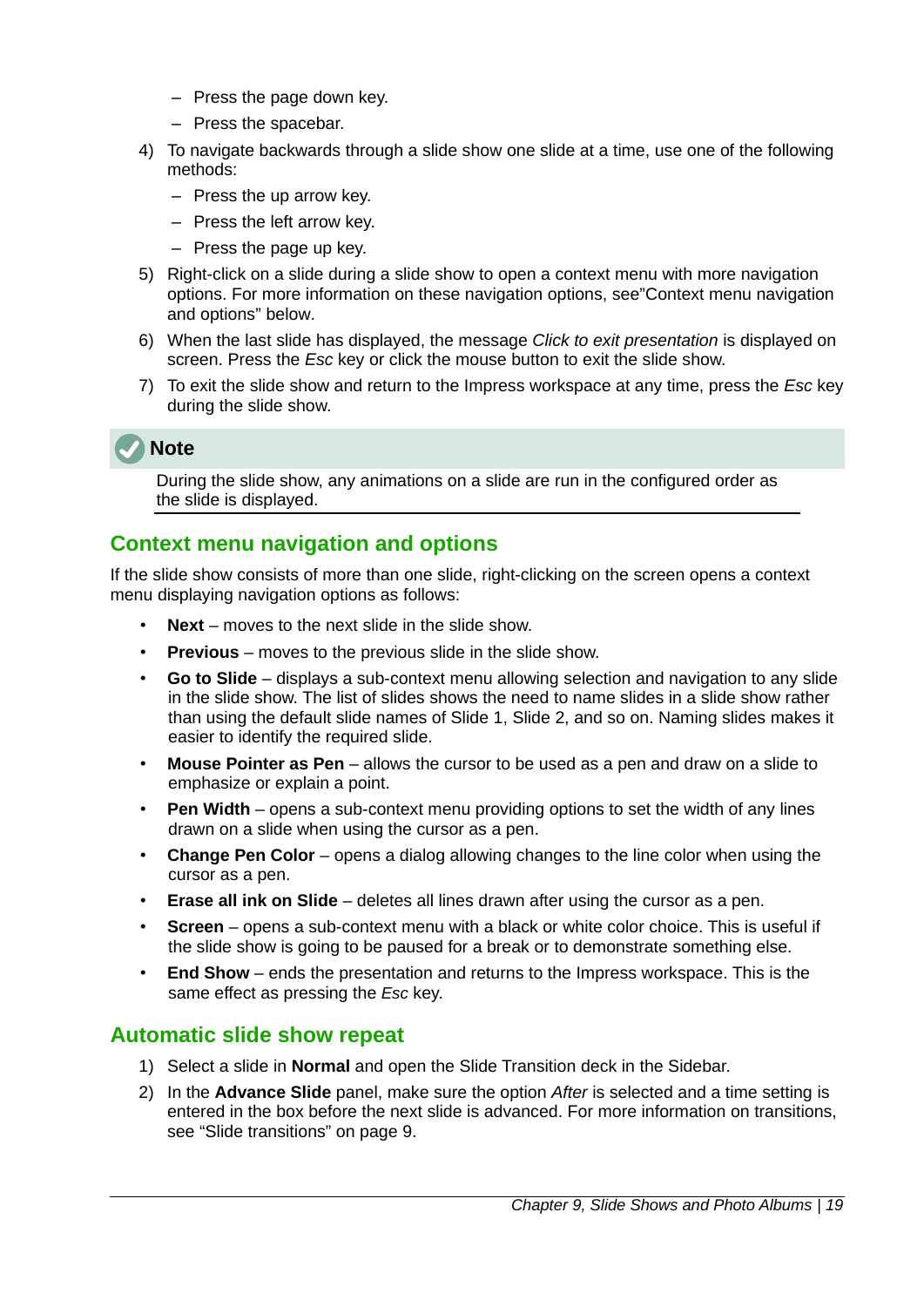- Press the page down key.
- Press the spacebar.

4) To navigate backwards through a slide show one slide at a time, use one of the following methods:
   - Press the up arrow key.
   - Press the left arrow key.
   - Press the page up key.
5) Right-click on a slide during a slide show to open a context menu with more navigation options. For more information on these navigation options, see"Context menu navigation and options" below.
6) When the last slide has displayed, the message *Click to exit presentation* is displayed on screen. Press the *Esc* key or click the mouse button to exit the slide show.
7) To exit the slide show and return to the Impress workspace at any time, press the *Esc* key during the slide show.

**Note**

During the slide show, any animations on a slide are run in the configured order as the slide is displayed.

## Context menu navigation and options

If the slide show consists of more than one slide, right-clicking on the screen opens a context menu displaying navigation options as follows:

- **Next** – moves to the next slide in the slide show.
- **Previous** – moves to the previous slide in the slide show.
- **Go to Slide** – displays a sub-context menu allowing selection and navigation to any slide in the slide show. The list of slides shows the need to name slides in a slide show rather than using the default slide names of Slide 1, Slide 2, and so on. Naming slides makes it easier to identify the required slide.
- **Mouse Pointer as Pen** – allows the cursor to be used as a pen and draw on a slide to emphasize or explain a point.
- **Pen Width** – opens a sub-context menu providing options to set the width of any lines drawn on a slide when using the cursor as a pen.
- **Change Pen Color** – opens a dialog allowing changes to the line color when using the cursor as a pen.
- **Erase all ink on Slide** – deletes all lines drawn after using the cursor as a pen.
- **Screen** – opens a sub-context menu with a black or white color choice. This is useful if the slide show is going to be paused for a break or to demonstrate something else.
- **End Show** – ends the presentation and returns to the Impress workspace. This is the same effect as pressing the *Esc* key.

## Automatic slide show repeat

1) Select a slide in **Normal** and open the Slide Transition deck in the Sidebar.
2) In the **Advance Slide** panel, make sure the option *After* is selected and a time setting is entered in the box before the next slide is advanced. For more information on transitions, see “Slide transitions” on page 9.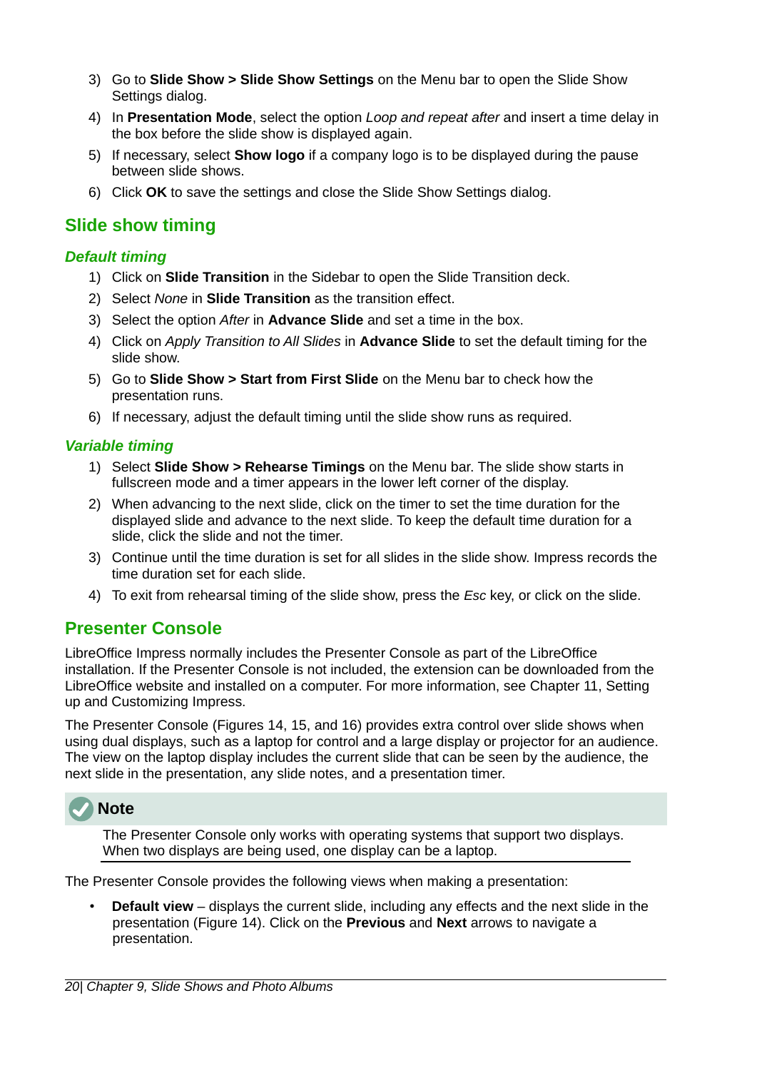3) Go to **Slide Show > Slide Show Settings** on the Menu bar to open the Slide Show Settings dialog.
4) In **Presentation Mode**, select the option *Loop and repeat after* and insert a time delay in the box before the slide show is displayed again.
5) If necessary, select **Show logo** if a company logo is to be displayed during the pause between slide shows.
6) Click **OK** to save the settings and close the Slide Show Settings dialog.

## Slide show timing

### *Default timing*

1) Click on **Slide Transition** in the Sidebar to open the Slide Transition deck.
2) Select *None* in **Slide Transition** as the transition effect.
3) Select the option *After* in **Advance Slide** and set a time in the box.
4) Click on *Apply Transition to All Slides* in **Advance Slide** to set the default timing for the slide show.
5) Go to **Slide Show > Start from First Slide** on the Menu bar to check how the presentation runs.
6) If necessary, adjust the default timing until the slide show runs as required.

### *Variable timing*

1) Select **Slide Show > Rehearse Timings** on the Menu bar. The slide show starts in fullscreen mode and a timer appears in the lower left corner of the display.
2) When advancing to the next slide, click on the timer to set the time duration for the displayed slide and advance to the next slide. To keep the default time duration for a slide, click the slide and not the timer.
3) Continue until the time duration is set for all slides in the slide show. Impress records the time duration set for each slide.
4) To exit from rehearsal timing of the slide show, press the *Esc* key, or click on the slide.

## Presenter Console

LibreOffice Impress normally includes the Presenter Console as part of the LibreOffice installation. If the Presenter Console is not included, the extension can be downloaded from the LibreOffice website and installed on a computer. For more information, see Chapter 11, Setting up and Customizing Impress.

The Presenter Console (Figures 14, 15, and 16) provides extra control over slide shows when using dual displays, such as a laptop for control and a large display or projector for an audience. The view on the laptop display includes the current slide that can be seen by the audience, the next slide in the presentation, any slide notes, and a presentation timer.

**Note**

The Presenter Console only works with operating systems that support two displays. When two displays are being used, one display can be a laptop.

The Presenter Console provides the following views when making a presentation:

- **Default view** – displays the current slide, including any effects and the next slide in the presentation (Figure 14). Click on the **Previous** and **Next** arrows to navigate a presentation.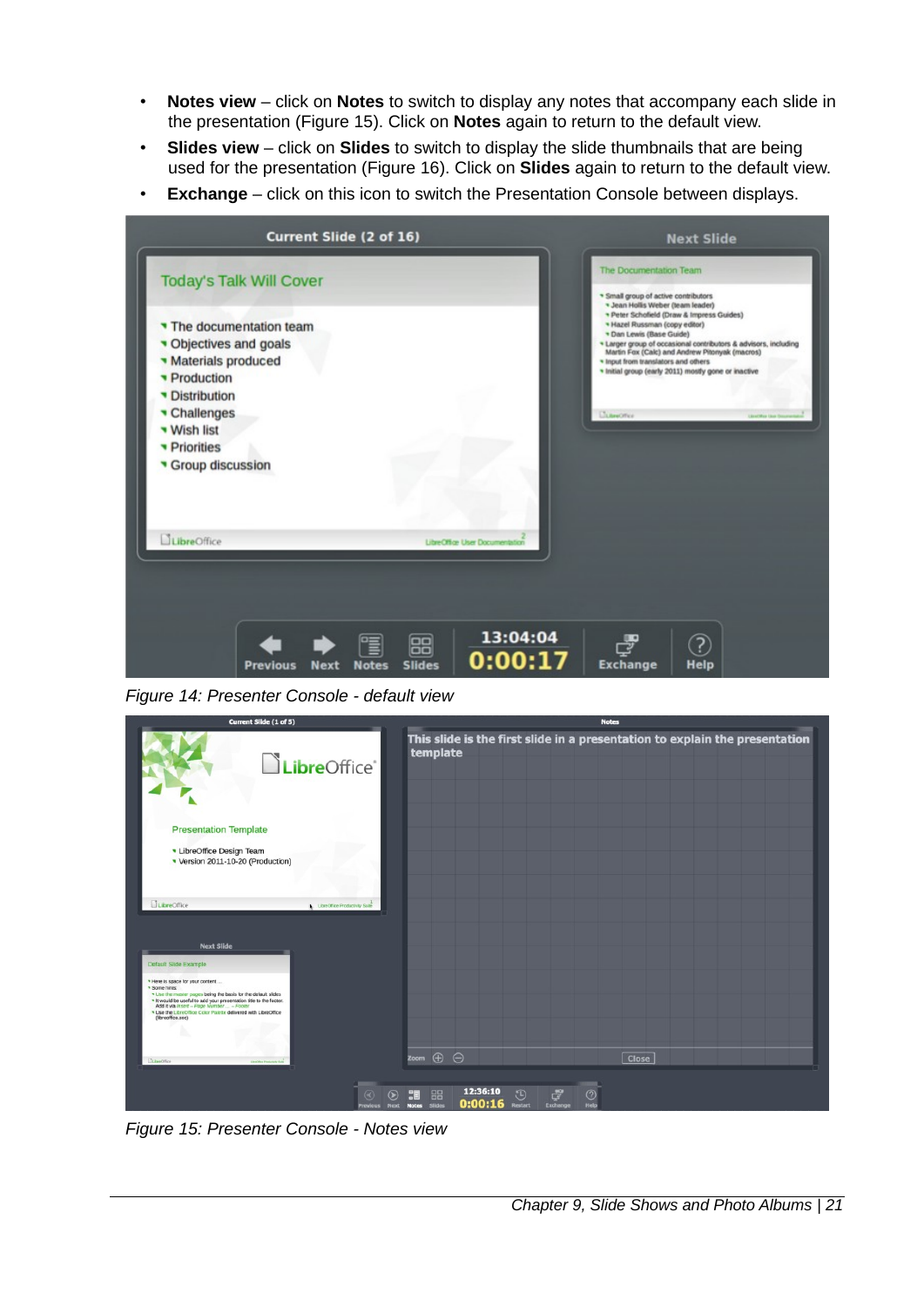- **Notes view** – click on **Notes** to switch to display any notes that accompany each slide in the presentation (Figure 15). Click on **Notes** again to return to the default view.
- **Slides view** – click on **Slides** to switch to display the slide thumbnails that are being used for the presentation (Figure 16). Click on **Slides** again to return to the default view.
- **Exchange** – click on this icon to switch the Presentation Console between displays.

*Figure 14: Presenter Console - default view*

*Figure 15: Presenter Console - Notes view*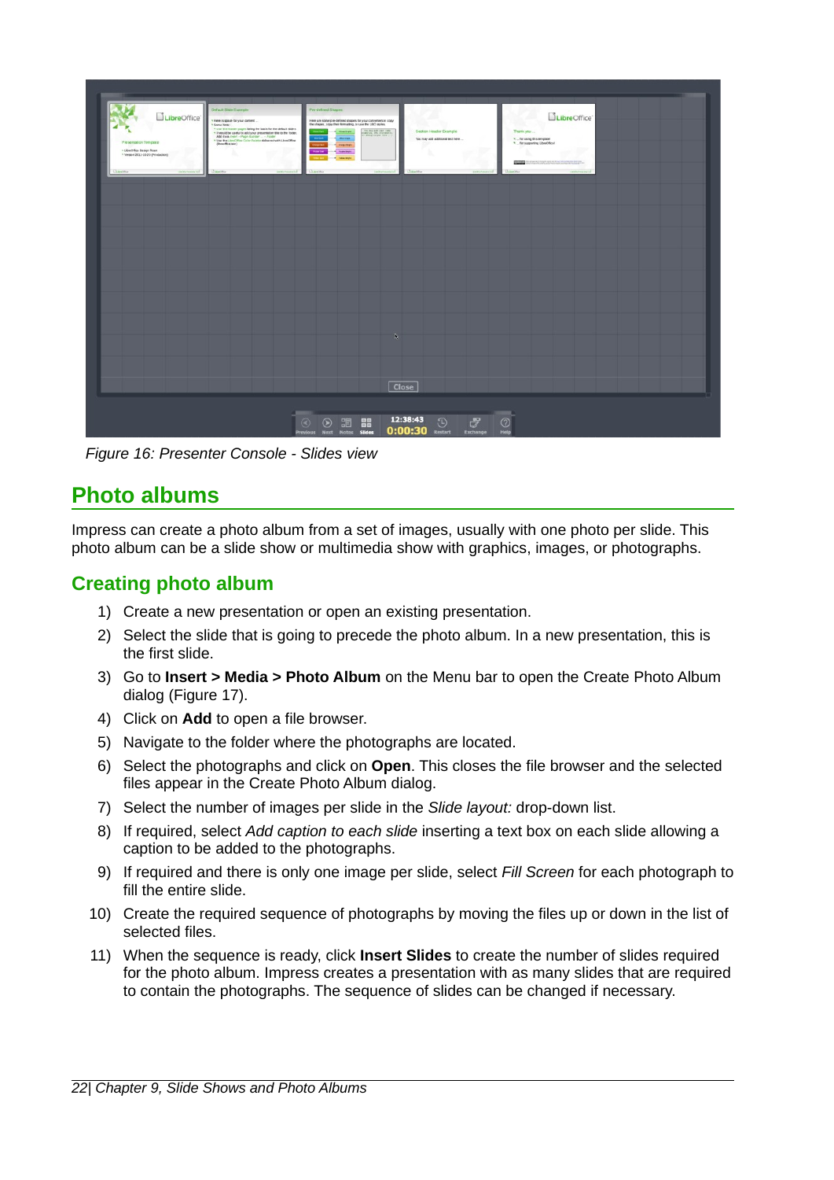Figure 16: Presenter Console - Slides view

## Photo albums

Impress can create a photo album from a set of images, usually with one photo per slide. This photo album can be a slide show or multimedia show with graphics, images, or photographs.

### Creating photo album

1) Create a new presentation or open an existing presentation.
2) Select the slide that is going to precede the photo album. In a new presentation, this is the first slide.
3) Go to **Insert > Media > Photo Album** on the Menu bar to open the Create Photo Album dialog (Figure 17).
4) Click on **Add** to open a file browser.
5) Navigate to the folder where the photographs are located.
6) Select the photographs and click on **Open**. This closes the file browser and the selected files appear in the Create Photo Album dialog.
7) Select the number of images per slide in the *Slide layout:* drop-down list.
8) If required, select *Add caption to each slide* inserting a text box on each slide allowing a caption to be added to the photographs.
9) If required and there is only one image per slide, select *Fill Screen* for each photograph to fill the entire slide.
10) Create the required sequence of photographs by moving the files up or down in the list of selected files.
11) When the sequence is ready, click **Insert Slides** to create the number of slides required for the photo album. Impress creates a presentation with as many slides that are required to contain the photographs. The sequence of slides can be changed if necessary.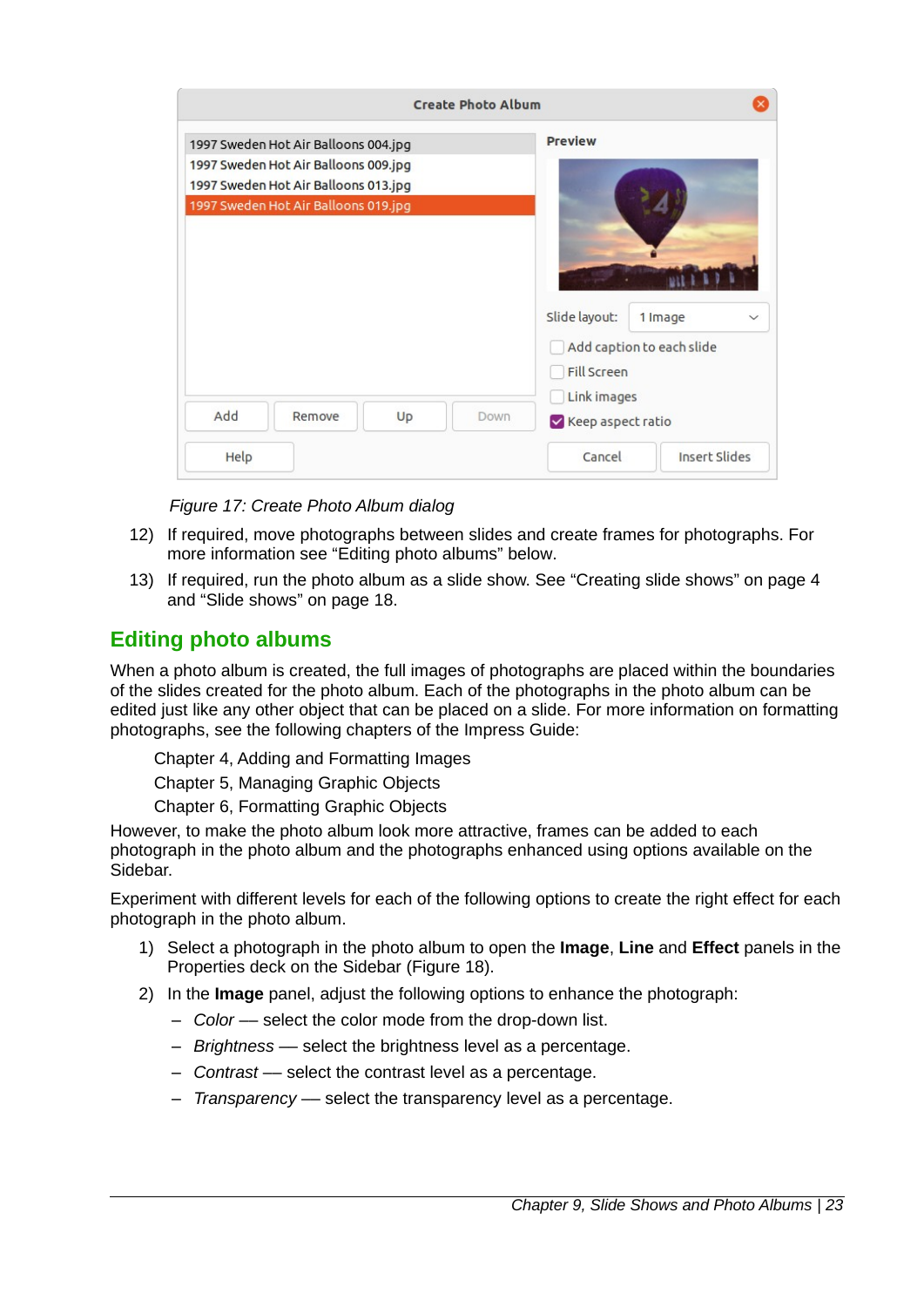*Figure 17: Create Photo Album dialog*

12) If required, move photographs between slides and create frames for photographs. For more information see "Editing photo albums" below.
13) If required, run the photo album as a slide show. See "Creating slide shows" on page 4 and "Slide shows" on page 18.

## Editing photo albums

When a photo album is created, the full images of photographs are placed within the boundaries of the slides created for the photo album. Each of the photographs in the photo album can be edited just like any other object that can be placed on a slide. For more information on formatting photographs, see the following chapters of the Impress Guide:

Chapter 4, Adding and Formatting Images

Chapter 5, Managing Graphic Objects

Chapter 6, Formatting Graphic Objects

However, to make the photo album look more attractive, frames can be added to each photograph in the photo album and the photographs enhanced using options available on the Sidebar.

Experiment with different levels for each of the following options to create the right effect for each photograph in the photo album.

1) Select a photograph in the photo album to open the **Image**, **Line** and **Effect** panels in the Properties deck on the Sidebar (Figure 18).
2) In the **Image** panel, adjust the following options to enhance the photograph:
   - *Color* — select the color mode from the drop-down list.
   - *Brightness* — select the brightness level as a percentage.
   - *Contrast* — select the contrast level as a percentage.
   - *Transparency* — select the transparency level as a percentage.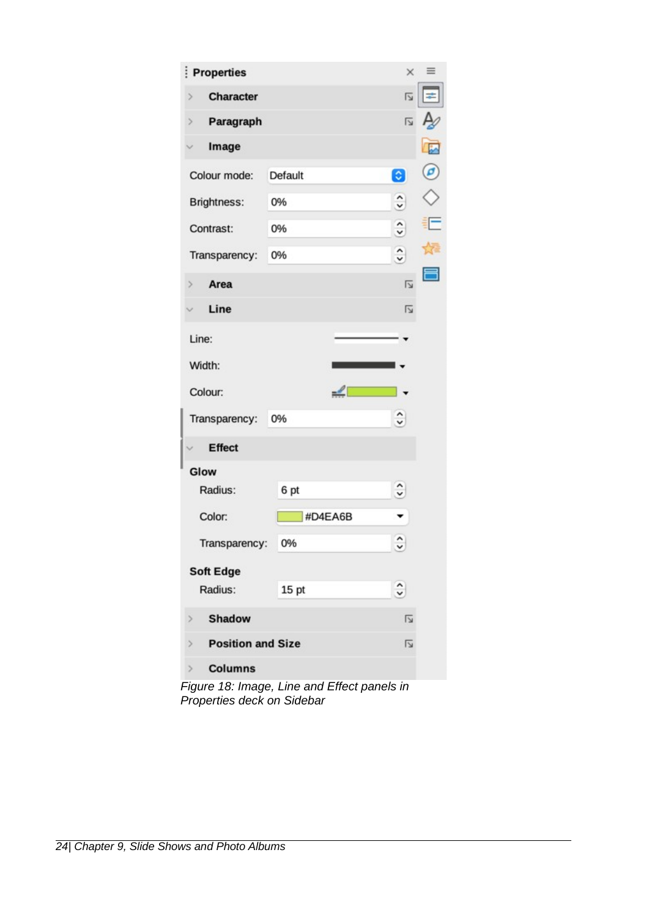*Figure 18: Image, Line and Effect panels in Properties deck on Sidebar*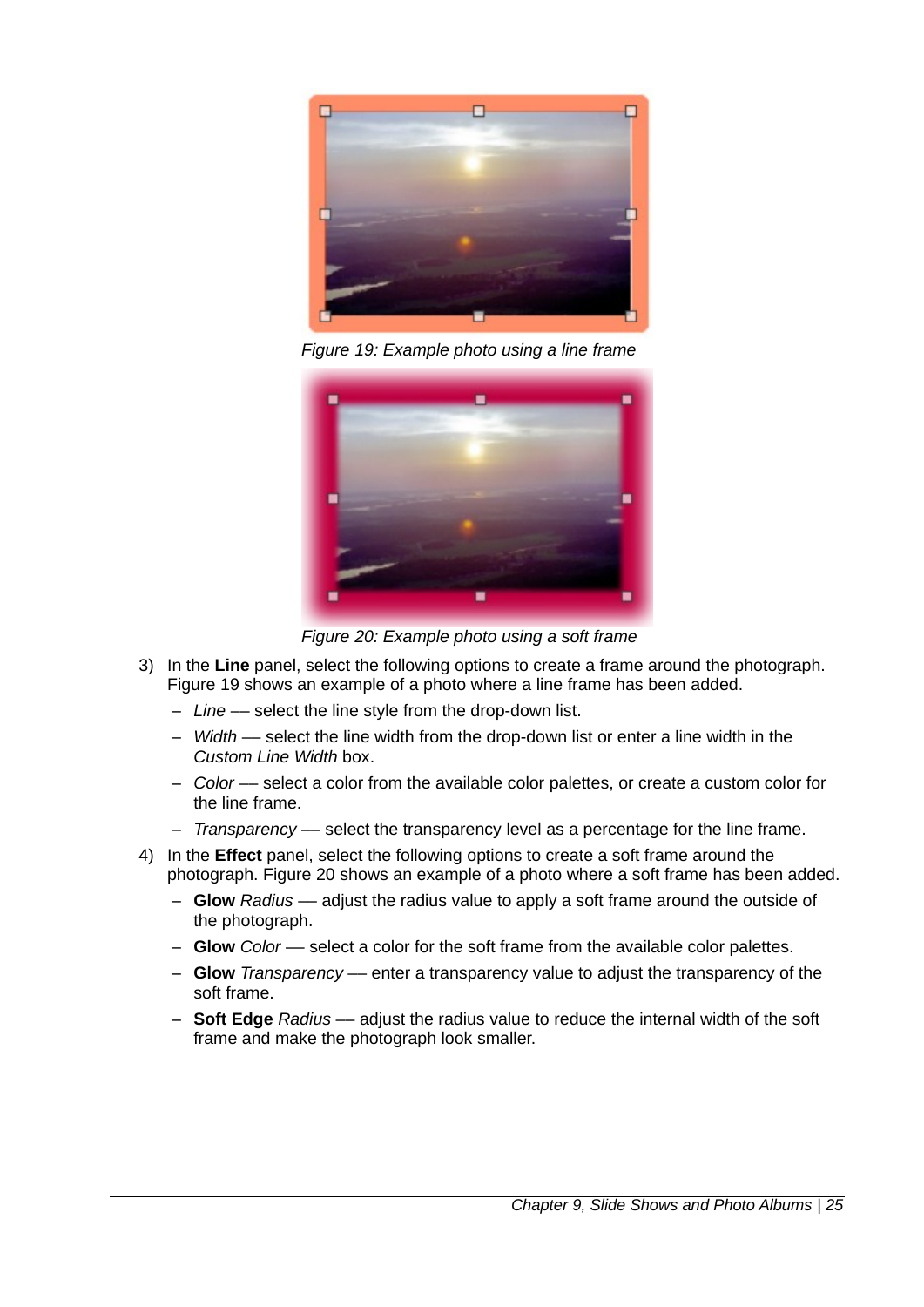*Figure 19: Example photo using a line frame*

*Figure 20: Example photo using a soft frame*

3) In the **Line** panel, select the following options to create a frame around the photograph. Figure 19 shows an example of a photo where a line frame has been added.
   - *Line* — select the line style from the drop-down list.
   - *Width* — select the line width from the drop-down list or enter a line width in the *Custom Line Width* box.
   - *Color* — select a color from the available color palettes, or create a custom color for the line frame.
   - *Transparency* — select the transparency level as a percentage for the line frame.
4) In the **Effect** panel, select the following options to create a soft frame around the photograph. Figure 20 shows an example of a photo where a soft frame has been added.
   - **Glow** *Radius* — adjust the radius value to apply a soft frame around the outside of the photograph.
   - **Glow** *Color* — select a color for the soft frame from the available color palettes.
   - **Glow** *Transparency* — enter a transparency value to adjust the transparency of the soft frame.
   - **Soft Edge** *Radius* — adjust the radius value to reduce the internal width of the soft frame and make the photograph look smaller.